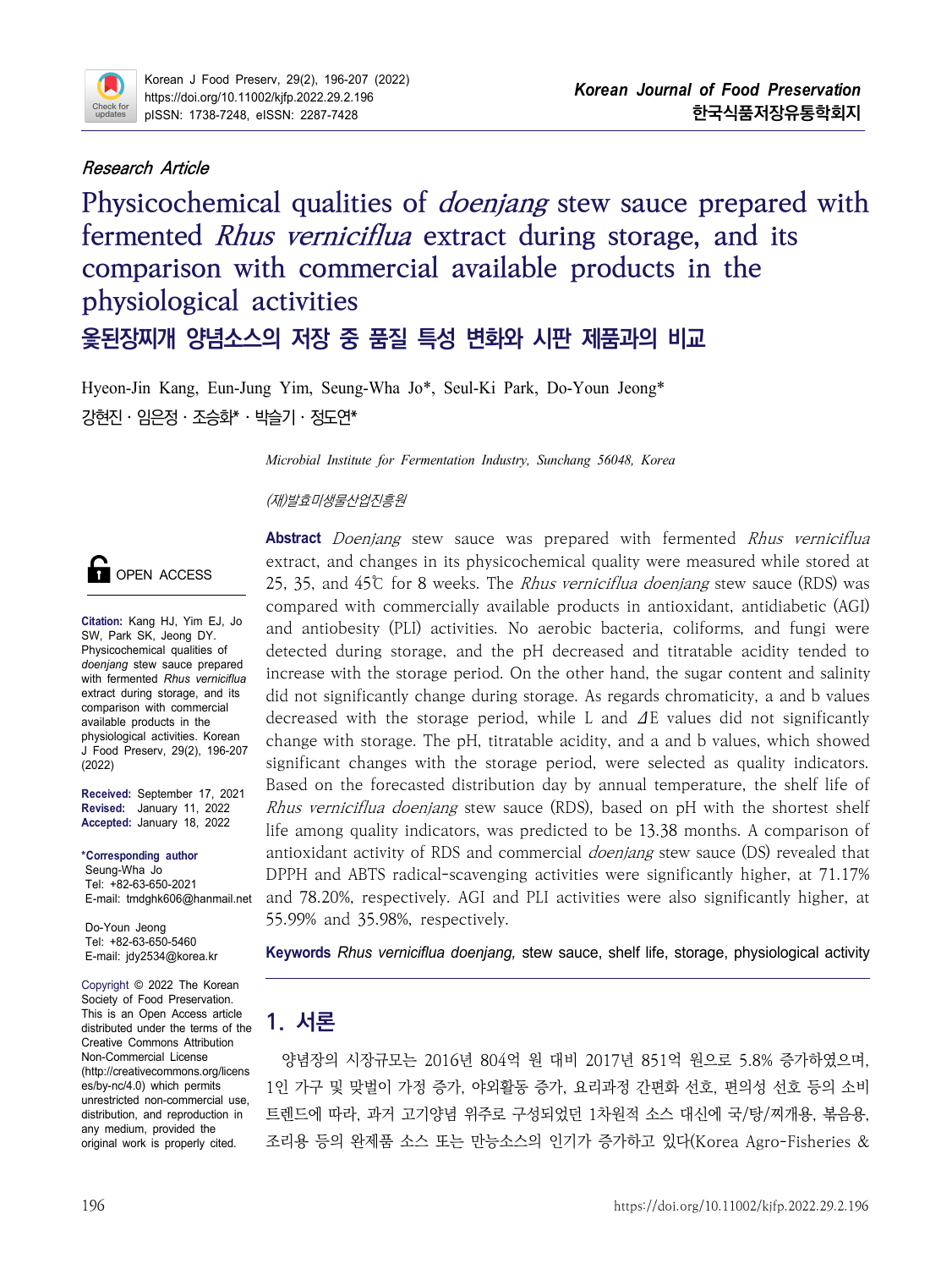*Research Article*

# Physicochemical qualities of *doenjang* stew sauce prepared with fermented *Rhus verniciflua* extract during storage, and its comparison with commercial available products in the physiological activities

## 옻된장찌개 양념소스의 저장 중 품질 특성 변화와 시판 제품과의 비교

Hyeon-Jin Kang, Eun-Jung Yim, Seung-Wha Jo*, Seul-Ki Park, Do-Youn Jeong*

강현진 · 임은정 · 조승화* · 박슬기 · 정도연*

*Microbial Institute for Fermentation Industry, Sunchang 56048, Korea*

*(재)발효미생물산업진흥원*

**Abstract** *Doenjang* stew sauce was prepared with fermented *Rhus verniciflua* extract, and changes in its physicochemical quality were measured while stored at 25, 35, and 45℃ for 8 weeks. The *Rhus verniciflua doenjang* stew sauce (RDS) was compared with commercially available products in antioxidant, antidiabetic (AGI) and antiobesity (PLI) activities. No aerobic bacteria, coliforms, and fungi were detected during storage, and the pH decreased and titratable acidity tended to increase with the storage period. On the other hand, the sugar content and salinity did not significantly change during storage. As regards chromaticity, a and b values decreased with the storage period, while L and ⊿E values did not significantly change with storage. The pH, titratable acidity, and a and b values, which showed significant changes with the storage period, were selected as quality indicators. Based on the forecasted distribution day by annual temperature, the shelf life of *Rhus verniciflua doenjang* stew sauce (RDS), based on pH with the shortest shelf life among quality indicators, was predicted to be 13.38 months. A comparison of antioxidant activity of RDS and commercial *doenjang* stew sauce (DS) revealed that DPPH and ABTS radical-scavenging activities were significantly higher, at 71.17% and 78.20%, respectively. AGI and PLI activities were also significantly higher, at 55.99% and 35.98%, respectively.

**Keywords** *Rhus verniciflua doenjang,* stew sauce, shelf life, storage, physiological activity

OPEN ACCESS

**Citation:** Kang HJ, Yim EJ, Jo SW, Park SK, Jeong DY. Physicochemical qualities of *doenjang* stew sauce prepared with fermented *Rhus verniciflua* extract during storage, and its comparison with commercial available products in the physiological activities. Korean J Food Preserv, 29(2), 196-207 (2022)

**Received:** September 17, 2021
**Revised:** January 11, 2022
**Accepted:** January 18, 2022

***Corresponding author**
Seung-Wha Jo
Tel: +82-63-650-2021
E-mail: tmdghk606@hanmail.net

Do-Youn Jeong
Tel: +82-63-650-5460
E-mail: jdy2534@korea.kr

Copyright © 2022 The Korean Society of Food Preservation. This is an Open Access article distributed under the terms of the Creative Commons Attribution Non-Commercial License (http://creativecommons.org/licenses/by-nc/4.0) which permits unrestricted non-commercial use, distribution, and reproduction in any medium, provided the original work is properly cited.

## 1. 서론

양념장의 시장규모는 2016년 804억 원 대비 2017년 851억 원으로 5.8% 증가하였으며, 1인 가구 및 맞벌이 가정 증가, 야외활동 증가, 요리과정 간편화 선호, 편의성 선호 등의 소비 트렌드에 따라, 과거 고기양념 위주로 구성되었던 1차원적 소스 대신에 국/탕/찌개용, 볶음용, 조리용 등의 완제품 소스 또는 만능소스의 인기가 증가하고 있다(Korea Agro-Fisheries &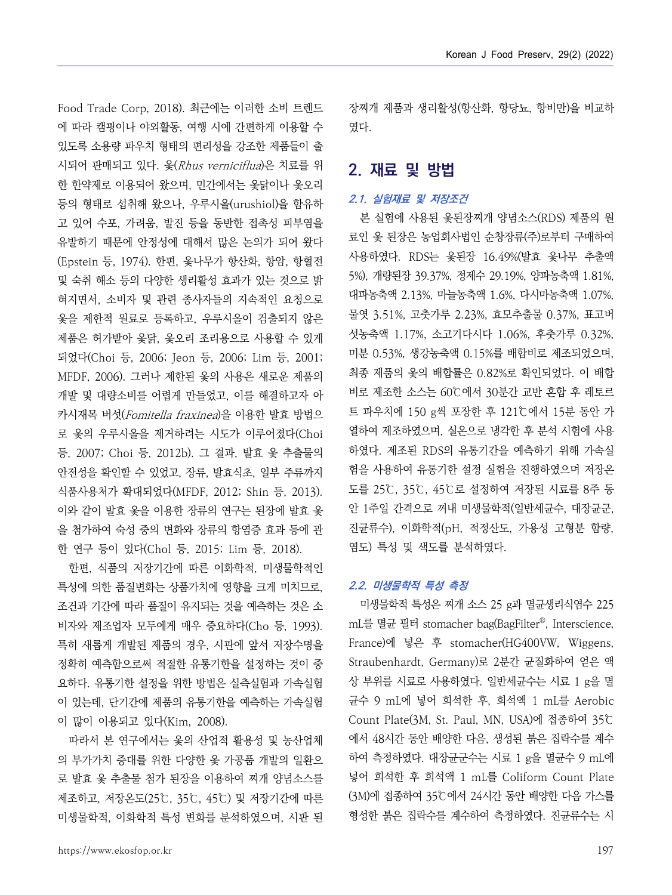Food Trade Corp, 2018). 최근에는 이러한 소비 트렌드에 따라 캠핑이나 야외활동, 여행 시에 간편하게 이용할 수 있도록 소용량 파우치 형태의 편리성을 강조한 제품들이 출시되어 판매되고 있다. 옻(*Rhus verniciflua*)은 치료를 위한 한약제로 이용되어 왔으며, 민간에서는 옻닭이나 옻오리 등의 형태로 섭취해 왔으나, 우루시올(urushiol)을 함유하고 있어 수포, 가려움, 발진 등을 동반한 접촉성 피부염을 유발하기 때문에 안정성에 대해서 많은 논의가 되어 왔다(Epstein 등, 1974). 한편, 옻나무가 항산화, 항암, 항혈전 및 숙취 해소 등의 다양한 생리활성 효과가 있는 것으로 밝혀지면서, 소비자 및 관련 종사자들의 지속적인 요청으로 옻을 제한적 원료로 등록하고, 우루시올이 검출되지 않은 제품은 허가받아 옻닭, 옻오리 조리용으로 사용할 수 있게 되었다(Choi 등, 2006; Jeon 등, 2006; Lim 등, 2001; MFDF, 2006). 그러나 제한된 옻의 사용은 새로운 제품의 개발 및 대량소비를 어렵게 만들었고, 이를 해결하고자 아카시재목 버섯(*Fomitella fraxinea*)을 이용한 발효 방법으로 옻의 우루시올을 제거하려는 시도가 이루어졌다(Choi 등, 2007; Choi 등, 2012b). 그 결과, 발효 옻 추출물의 안전성을 확인할 수 있었고, 장류, 발효식초, 일부 주류까지 식품사용처가 확대되었다(MFDF, 2012; Shin 등, 2013). 이와 같이 발효 옻을 이용한 장류의 연구는 된장에 발효 옻을 첨가하여 숙성 중의 변화와 장류의 항염증 효과 등에 관한 연구 등이 있다(Chol 등, 2015; Lim 등, 2018).

한편, 식품의 저장기간에 따른 이화학적, 미생물학적인 특성에 의한 품질변화는 상품가치에 영향을 크게 미치므로, 조건과 기간에 따라 품질이 유지되는 것을 예측하는 것은 소비자와 제조업자 모두에게 매우 중요하다(Cho 등, 1993). 특히 새롭게 개발된 제품의 경우, 시판에 앞서 저장수명을 정확히 예측함으로써 적절한 유통기한을 설정하는 것이 중요하다. 유통기한 설정을 위한 방법은 실측실험과 가속실험이 있는데, 단기간에 제품의 유통기한을 예측하는 가속실험이 많이 이용되고 있다(Kim, 2008).

따라서 본 연구에서는 옻의 산업적 활용성 및 농산업체의 부가가치 증대를 위한 다양한 옻 가공품 개발의 일환으로 발효 옻 추출물 첨가 된장을 이용하여 찌개 양념소스를 제조하고, 저장온도(25℃, 35℃, 45℃) 및 저장기간에 따른 미생물학적, 이화학적 특성 변화를 분석하였으며, 시판 된장찌개 제품과 생리활성(항산화, 항당뇨, 항비만)을 비교하였다.

## 2. 재료 및 방법

### *2.1. 실험재료 및 저장조건*

본 실험에 사용된 옻된장찌개 양념소스(RDS) 제품의 원료인 옻 된장은 농업회사법인 순창장류(주)로부터 구매하여 사용하였다. RDS는 옻된장 16.49%(발효 옻나무 추출액 5%), 개량된장 39.37%, 정제수 29.19%, 양파농축액 1.81%, 대파농축액 2.13%, 마늘농축액 1.6%, 다시마농축액 1.07%, 물엿 3.51%, 고춧가루 2.23%, 효모추출물 0.37%, 표고버섯농축액 1.17%, 소고기다시다 1.06%, 후춧가루 0.32%, 미분 0.53%, 생강농축액 0.15%를 배합비로 제조되었으며, 최종 제품의 옻의 배합률은 0.82%로 확인되었다. 이 배합비로 제조한 소스는 60℃에서 30분간 교반 혼합 후 레토르트 파우치에 150 g씩 포장한 후 121℃에서 15분 동안 가열하여 제조하였으며, 실온으로 냉각한 후 분석 시험에 사용하였다. 제조된 RDS의 유통기간을 예측하기 위해 가속실험을 사용하여 유통기한 설정 실험을 진행하였으며 저장온도를 25℃, 35℃, 45℃로 설정하여 저장된 시료를 8주 동안 1주일 간격으로 꺼내 미생물학적(일반세균수, 대장균군, 진균류수), 이화학적(pH, 적정산도, 가용성 고형분 함량, 염도) 특성 및 색도를 분석하였다.

### *2.2. 미생물학적 특성 측정*

미생물학적 특성은 찌개 소스 25 g과 멸균생리식염수 225 mL를 멸균 필터 stomacher bag(BagFilter®, Interscience, France)에 넣은 후 stomacher(HG400VW, Wiggens, Straubenhardt, Germany)로 2분간 균질화하여 얻은 액상 부위를 시료로 사용하였다. 일반세균수는 시료 1 g을 멸균수 9 mL에 넣어 희석한 후, 희석액 1 mL를 Aerobic Count Plate(3M, St. Paul, MN, USA)에 접종하여 35℃에서 48시간 동안 배양한 다음, 생성된 붉은 집락수를 계수하여 측정하였다. 대장균군수는 시료 1 g을 멸균수 9 mL에 넣어 희석한 후 희석액 1 mL를 Coliform Count Plate (3M)에 접종하여 35℃에서 24시간 동안 배양한 다음 가스를 형성한 붉은 집락수를 계수하여 측정하였다. 진균류수는 시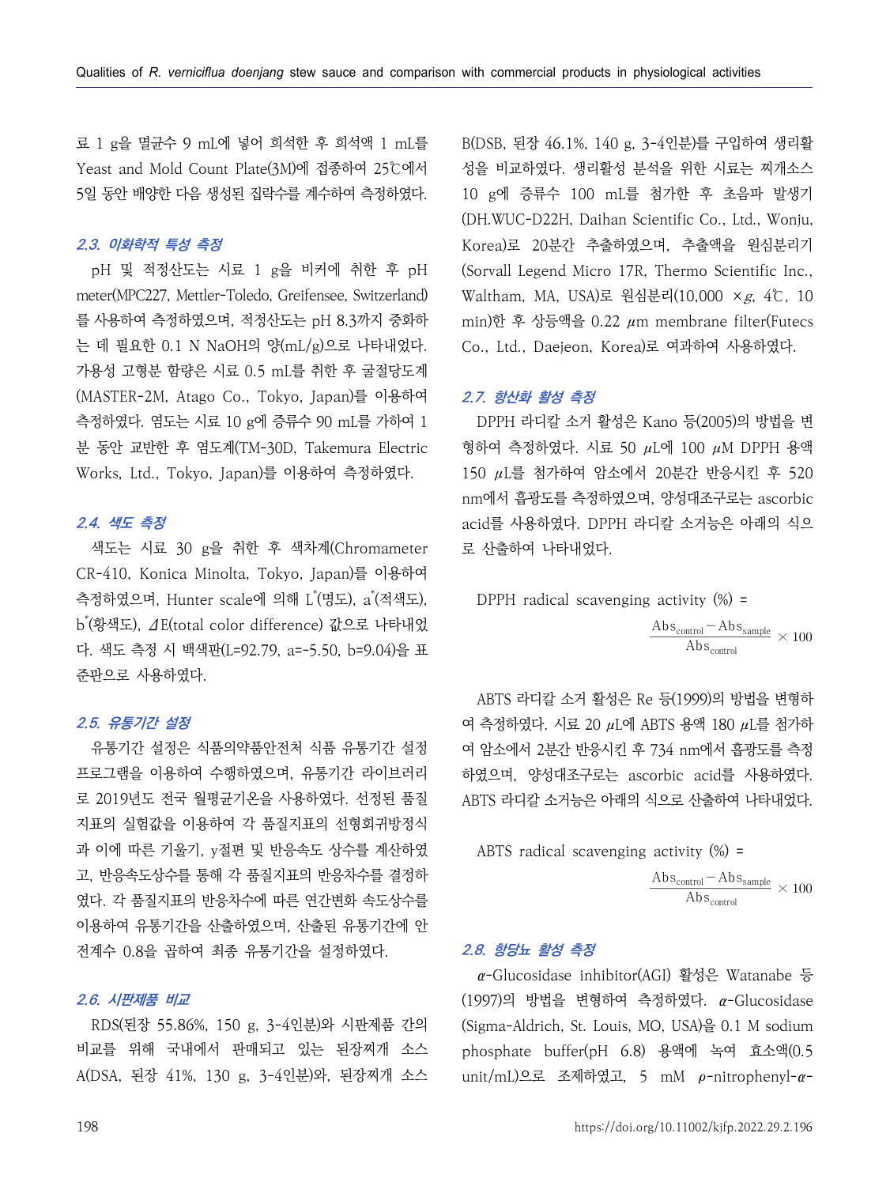료 1 g을 멸균수 9 mL에 넣어 희석한 후 희석액 1 mL를 Yeast and Mold Count Plate(3M)에 접종하여 25℃에서 5일 동안 배양한 다음 생성된 집락수를 계수하여 측정하였다.

### 2.3. 이화학적 특성 측정

pH 및 적정산도는 시료 1 g을 비커에 취한 후 pH meter(MPC227, Mettler-Toledo, Greifensee, Switzerland)를 사용하여 측정하였으며, 적정산도는 pH 8.3까지 중화하는 데 필요한 0.1 N NaOH의 양(mL/g)으로 나타내었다. 가용성 고형분 함량은 시료 0.5 mL를 취한 후 굴절당도계(MASTER-2M, Atago Co., Tokyo, Japan)를 이용하여 측정하였다. 염도는 시료 10 g에 증류수 90 mL를 가하여 1분 동안 교반한 후 염도계(TM-30D, Takemura Electric Works, Ltd., Tokyo, Japan)를 이용하여 측정하였다.

### 2.4. 색도 측정

색도는 시료 30 g을 취한 후 색차계(Chromameter CR-410, Konica Minolta, Tokyo, Japan)를 이용하여 측정하였으며, Hunter scale에 의해 $L^*$(명도), $a^*$(적색도), $b^*$(황색도), $\Delta E$(total color difference) 값으로 나타내었다. 색도 측정 시 백색판(L=92.79, a=-5.50, b=9.04)을 표준판으로 사용하였다.

### 2.5. 유통기간 설정

유통기간 설정은 식품의약품안전처 식품 유통기간 설정 프로그램을 이용하여 수행하였으며, 유통기간 라이브러리로 2019년도 전국 월평균기온을 사용하였다. 선정된 품질지표의 실험값을 이용하여 각 품질지표의 선형회귀방정식과 이에 따른 기울기, y절편 및 반응속도 상수를 계산하였고, 반응속도상수를 통해 각 품질지표의 반응차수를 결정하였다. 각 품질지표의 반응차수에 따른 연간변화 속도상수를 이용하여 유통기간을 산출하였으며, 산출된 유통기간에 안전계수 0.8을 곱하여 최종 유통기간을 설정하였다.

### 2.6. 시판제품 비교

RDS(된장 55.86%, 150 g, 3-4인분)와 시판제품 간의 비교를 위해 국내에서 판매되고 있는 된장찌개 소스 A(DSA, 된장 41%, 130 g, 3-4인분)와, 된장찌개 소스 B(DSB, 된장 46.1%, 140 g, 3-4인분)를 구입하여 생리활성을 비교하였다. 생리활성 분석을 위한 시료는 찌개소스 10 g에 증류수 100 mL를 첨가한 후 초음파 발생기(DH.WUC-D22H, Daihan Scientific Co., Ltd., Wonju, Korea)로 20분간 추출하였으며, 추출액을 원심분리기(Sorvall Legend Micro 17R, Thermo Scientific Inc., Waltham, MA, USA)로 원심분리(10,000 ×g, 4℃, 10 min)한 후 상등액을 0.22 μm membrane filter(Futecs Co., Ltd., Daejeon, Korea)로 여과하여 사용하였다.

### 2.7. 항산화 활성 측정

DPPH 라디칼 소거 활성은 Kano 등(2005)의 방법을 변형하여 측정하였다. 시료 50 μL에 100 μM DPPH 용액 150 μL를 첨가하여 암소에서 20분간 반응시킨 후 520 nm에서 흡광도를 측정하였으며, 양성대조구로는 ascorbic acid를 사용하였다. DPPH 라디칼 소거능은 아래의 식으로 산출하여 나타내었다.

$$\text{DPPH radical scavenging activity (\%)} = \frac{Abs_{control} - Abs_{sample}}{Abs_{control}} \times 100$$

ABTS 라디칼 소거 활성은 Re 등(1999)의 방법을 변형하여 측정하였다. 시료 20 μL에 ABTS 용액 180 μL를 첨가하여 암소에서 2분간 반응시킨 후 734 nm에서 흡광도를 측정하였으며, 양성대조구로는 ascorbic acid를 사용하였다. ABTS 라디칼 소거능은 아래의 식으로 산출하여 나타내었다.

$$\text{ABTS radical scavenging activity (\%)} = \frac{Abs_{control} - Abs_{sample}}{Abs_{control}} \times 100$$

### 2.8. 항당뇨 활성 측정

α-Glucosidase inhibitor(AGI) 활성은 Watanabe 등(1997)의 방법을 변형하여 측정하였다. α-Glucosidase (Sigma-Aldrich, St. Louis, MO, USA)을 0.1 M sodium phosphate buffer(pH 6.8) 용액에 녹여 효소액(0.5 unit/mL)으로 조제하였고, 5 mM ρ-nitrophenyl-α-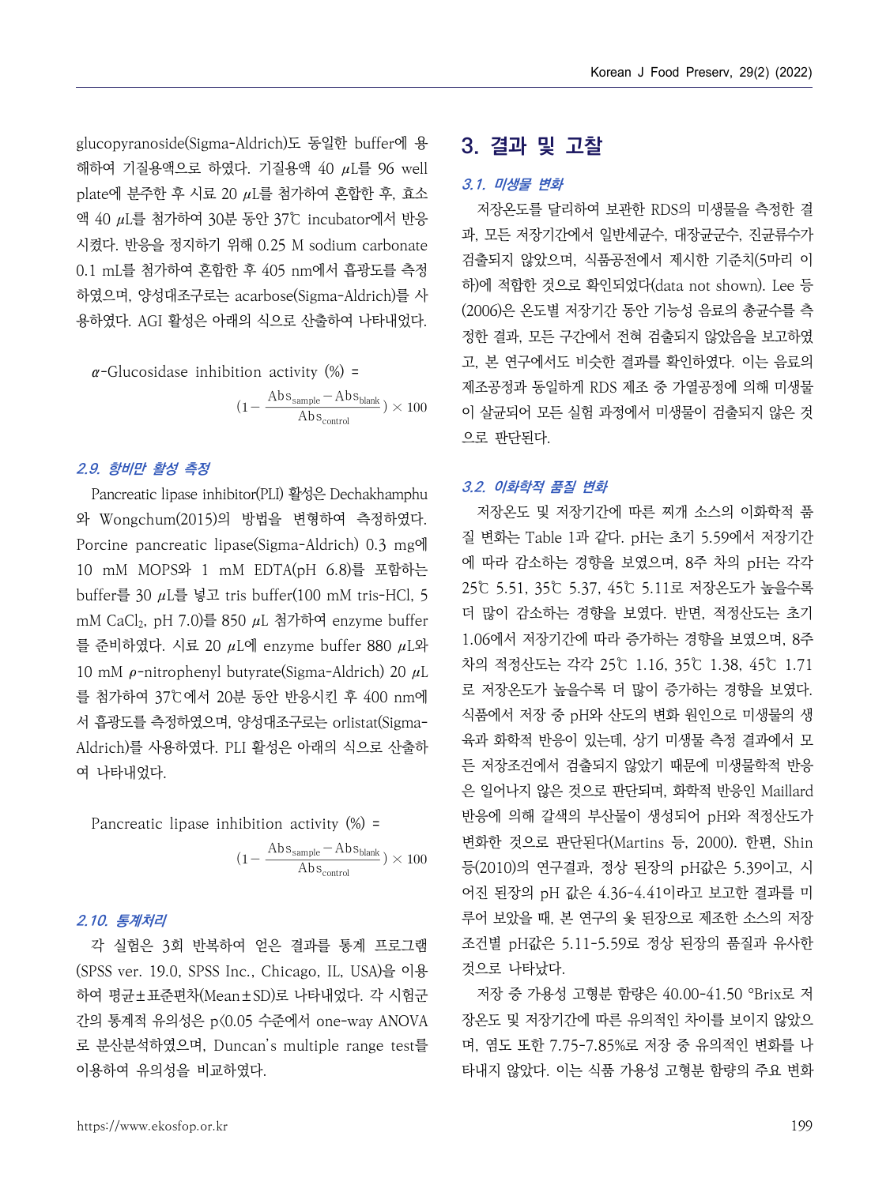glucopyranoside(Sigma-Aldrich)도 동일한 buffer에 용해하여 기질용액으로 하였다. 기질용액 40 μL를 96 well plate에 분주한 후 시료 20 μL를 첨가하여 혼합한 후, 효소액 40 μL를 첨가하여 30분 동안 37℃ incubator에서 반응시켰다. 반응을 정지하기 위해 0.25 M sodium carbonate 0.1 mL를 첨가하여 혼합한 후 405 nm에서 흡광도를 측정하였으며, 양성대조구로는 acarbose(Sigma-Aldrich)를 사용하였다. AGI 활성은 아래의 식으로 산출하여 나타내었다.

$$\alpha\text{-Glucosidase inhibition activity (\%)} = (1 - \frac{Abs_{sample} - Abs_{blank}}{Abs_{control}}) \times 100$$

### 2.9. 항비만 활성 측정

Pancreatic lipase inhibitor(PLI) 활성은 Dechakhamphu와 Wongchum(2015)의 방법을 변형하여 측정하였다. Porcine pancreatic lipase(Sigma-Aldrich) 0.3 mg에 10 mM MOPS와 1 mM EDTA(pH 6.8)를 포함하는 buffer를 30 μL를 넣고 tris buffer(100 mM tris-HCl, 5 mM $CaCl_2$, pH 7.0)를 850 μL 첨가하여 enzyme buffer를 준비하였다. 시료 20 μL에 enzyme buffer 880 μL와 10 mM ρ-nitrophenyl butyrate(Sigma-Aldrich) 20 μL를 첨가하여 37℃에서 20분 동안 반응시킨 후 400 nm에서 흡광도를 측정하였으며, 양성대조구로는 orlistat(Sigma-Aldrich)를 사용하였다. PLI 활성은 아래의 식으로 산출하여 나타내었다.

$$\text{Pancreatic lipase inhibition activity (\%)} = (1 - \frac{Abs_{sample} - Abs_{blank}}{Abs_{control}}) \times 100$$

### 2.10. 통계처리

각 실험은 3회 반복하여 얻은 결과를 통계 프로그램(SPSS ver. 19.0, SPSS Inc., Chicago, IL, USA)을 이용하여 평균±표준편차(Mean±SD)로 나타내었다. 각 시험군 간의 통계적 유의성은 $p<0.05$ 수준에서 one-way ANOVA로 분산분석하였으며, Duncan's multiple range test를 이용하여 유의성을 비교하였다.

## 3. 결과 및 고찰

### 3.1. 미생물 변화

저장온도를 달리하여 보관한 RDS의 미생물을 측정한 결과, 모든 저장기간에서 일반세균수, 대장균군수, 진균류수가 검출되지 않았으며, 식품공전에서 제시한 기준치(5마리 이하)에 적합한 것으로 확인되었다(data not shown). Lee 등(2006)은 온도별 저장기간 동안 기능성 음료의 총균수를 측정한 결과, 모든 구간에서 전혀 검출되지 않았음을 보고하였고, 본 연구에서도 비슷한 결과를 확인하였다. 이는 음료의 제조공정과 동일하게 RDS 제조 중 가열공정에 의해 미생물이 살균되어 모든 실험 과정에서 미생물이 검출되지 않은 것으로 판단된다.

### 3.2. 이화학적 품질 변화

저장온도 및 저장기간에 따른 찌개 소스의 이화학적 품질 변화는 Table 1과 같다. pH는 초기 5.59에서 저장기간에 따라 감소하는 경향을 보였으며, 8주 차의 pH는 각각 25℃ 5.51, 35℃ 5.37, 45℃ 5.11로 저장온도가 높을수록 더 많이 감소하는 경향을 보였다. 반면, 적정산도는 초기 1.06에서 저장기간에 따라 증가하는 경향을 보였으며, 8주 차의 적정산도는 각각 25℃ 1.16, 35℃ 1.38, 45℃ 1.71로 저장온도가 높을수록 더 많이 증가하는 경향을 보였다. 식품에서 저장 중 pH와 산도의 변화 원인으로 미생물의 생육과 화학적 반응이 있는데, 상기 미생물 측정 결과에서 모든 저장조건에서 검출되지 않았기 때문에 미생물학적 반응은 일어나지 않은 것으로 판단되며, 화학적 반응인 Maillard 반응에 의해 갈색의 부산물이 생성되어 pH와 적정산도가 변화한 것으로 판단된다(Martins 등, 2000). 한편, Shin 등(2010)의 연구결과, 정상 된장의 pH값은 5.39이고, 시어진 된장의 pH 값은 4.36-4.41이라고 보고한 결과를 미루어 보았을 때, 본 연구의 옻 된장으로 제조한 소스의 저장조건별 pH값은 5.11-5.59로 정상 된장의 품질과 유사한 것으로 나타났다.

저장 중 가용성 고형분 함량은 40.00-41.50 °Brix로 저장온도 및 저장기간에 따른 유의적인 차이를 보이지 않았으며, 염도 또한 7.75-7.85%로 저장 중 유의적인 변화를 나타내지 않았다. 이는 식품 가용성 고형분 함량의 주요 변화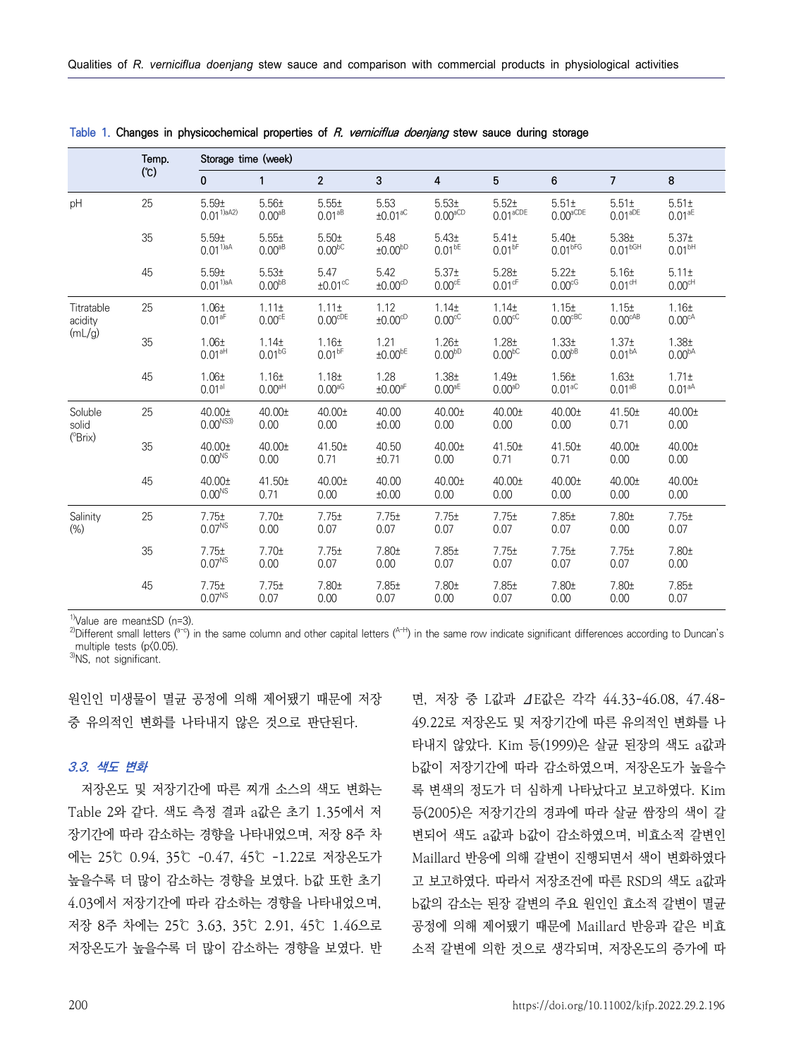**Table 1.** Changes in physicochemical properties of *R. verniciflua doenjang* stew sauce during storage

| | Temp. (℃) | Storage time (week) | | | | | | | | |
|---|---|---|---|---|---|---|---|---|---|---|
| | | 0 | 1 | 2 | 3 | 4 | 5 | 6 | 7 | 8 |
| pH | 25 | 5.59±0.01[1)aA2)] | 5.56±0.00[aB] | 5.55±0.01[aB] | 5.53±0.01[aC] | 5.53±0.00[aCD] | 5.52±0.01[aCDE] | 5.51±0.00[aCDE] | 5.51±0.01[aDE] | 5.51±0.01[aE] |
| | 35 | 5.59±0.01[1)aA] | 5.55±0.00[aB] | 5.50±0.00[bC] | 5.48±0.00[bD] | 5.43±0.01[bE] | 5.41±0.01[bF] | 5.40±0.01[bFG] | 5.38±0.01[bGH] | 5.37±0.01[bH] |
| | 45 | 5.59±0.01[1)aA] | 5.53±0.00[bB] | 5.47±0.01[cC] | 5.42±0.00[cD] | 5.37±0.00[cE] | 5.28±0.01[cF] | 5.22±0.00[cG] | 5.16±0.01[cH] | 5.11±0.00[cH] |
| Titratable acidity (mL/g) | 25 | 1.06±0.01[aF] | 1.11±0.00[cE] | 1.11±0.00[cDE] | 1.12±0.00[cD] | 1.14±0.00[cC] | 1.14±0.00[cC] | 1.15±0.00[cBC] | 1.15±0.00[cAB] | 1.16±0.00[cA] |
| | 35 | 1.06±0.01[aH] | 1.14±0.01[bG] | 1.16±0.01[bF] | 1.21±0.00[bE] | 1.26±0.00[bD] | 1.28±0.00[bC] | 1.33±0.00[bB] | 1.37±0.01[bA] | 1.38±0.00[bA] |
| | 45 | 1.06±0.01[aI] | 1.16±0.00[aH] | 1.18±0.00[aG] | 1.28±0.00[aF] | 1.38±0.00[aE] | 1.49±0.00[aD] | 1.56±0.01[aC] | 1.63±0.01[aB] | 1.71±0.01[aA] |
| Soluble solid (°Brix) | 25 | 40.00±0.00[NS3)] | 40.00±0.00 | 40.00±0.00 | 40.00±0.00 | 40.00±0.00 | 40.00±0.00 | 40.00±0.00 | 41.50±0.71 | 40.00±0.00 |
| | 35 | 40.00±0.00[NS] | 40.00±0.00 | 41.50±0.71 | 40.50±0.71 | 40.00±0.00 | 41.50±0.71 | 41.50±0.71 | 40.00±0.00 | 40.00±0.00 |
| | 45 | 40.00±0.00[NS] | 41.50±0.71 | 40.00±0.00 | 40.00±0.00 | 40.00±0.00 | 40.00±0.00 | 40.00±0.00 | 40.00±0.00 | 40.00±0.00 |
| Salinity (%) | 25 | 7.75±0.07[NS] | 7.70±0.00 | 7.75±0.07 | 7.75±0.07 | 7.75±0.07 | 7.75±0.07 | 7.85±0.07 | 7.80±0.00 | 7.75±0.07 |
| | 35 | 7.75±0.07[NS] | 7.70±0.00 | 7.75±0.07 | 7.80±0.00 | 7.85±0.07 | 7.75±0.07 | 7.75±0.07 | 7.75±0.07 | 7.80±0.00 |
| | 45 | 7.75±0.07[NS] | 7.75±0.07 | 7.80±0.00 | 7.85±0.07 | 7.80±0.00 | 7.85±0.07 | 7.80±0.00 | 7.80±0.00 | 7.85±0.07 |

[1)]Value are mean±SD (n=3).
[2)]Different small letters ([a-c]) in the same column and other capital letters ([A-H]) in the same row indicate significant differences according to Duncan's multiple tests (p<0.05).
[3)]NS, not significant.

원인인 미생물이 멸균 공정에 의해 제어됐기 때문에 저장 중 유의적인 변화를 나타내지 않은 것으로 판단된다.

### *3.3. 색도 변화*

저장온도 및 저장기간에 따른 찌개 소스의 색도 변화는 Table 2와 같다. 색도 측정 결과 a값은 초기 1.35에서 저장기간에 따라 감소하는 경향을 나타내었으며, 저장 8주 차에는 25℃ 0.94, 35℃ -0.47, 45℃ -1.22로 저장온도가 높을수록 더 많이 감소하는 경향을 보였다. b값 또한 초기 4.03에서 저장기간에 따라 감소하는 경향을 나타내었으며, 저장 8주 차에는 25℃ 3.63, 35℃ 2.91, 45℃ 1.46으로 저장온도가 높을수록 더 많이 감소하는 경향을 보였다. 반면, 저장 중 L값과 ⊿E값은 각각 44.33-46.08, 47.48-49.22로 저장온도 및 저장기간에 따른 유의적인 변화를 나타내지 않았다. Kim 등(1999)은 살균 된장의 색도 a값과 b값이 저장기간에 따라 감소하였으며, 저장온도가 높을수록 변색의 정도가 더 심하게 나타났다고 보고하였다. Kim 등(2005)은 저장기간의 경과에 따라 살균 쌈장의 색이 갈변되어 색도 a값과 b값이 감소하였으며, 비효소적 갈변인 Maillard 반응에 의해 갈변이 진행되면서 색이 변화하였다고 보고하였다. 따라서 저장조건에 따른 RSD의 색도 a값과 b값의 감소는 된장 갈변의 주요 원인인 효소적 갈변이 멸균 공정에 의해 제어됐기 때문에 Maillard 반응과 같은 비효소적 갈변에 의한 것으로 생각되며, 저장온도의 증가에 따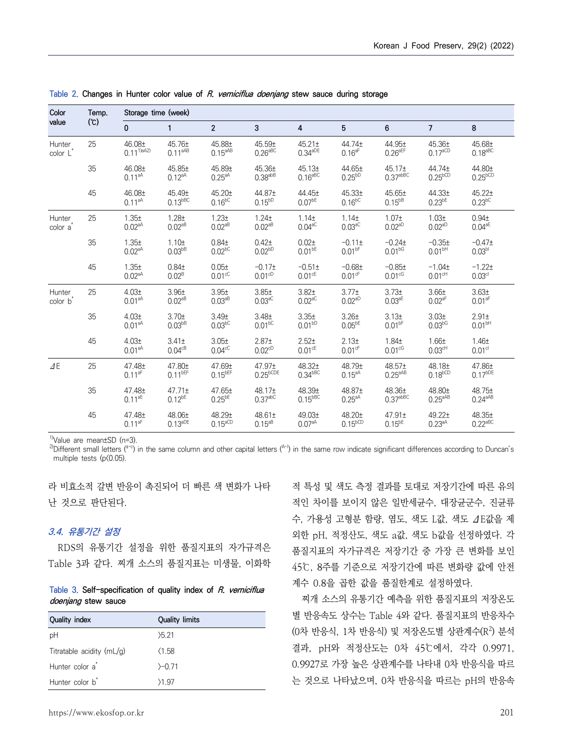Table 2. Changes in Hunter color value of *R. verniciflua doenjang* stew sauce during storage

| Color value | Temp. (℃) | Storage time (week) | | | | | | | | |
|---|---|---|---|---|---|---|---|---|---|---|
| | | 0 | 1 | 2 | 3 | 4 | 5 | 6 | 7 | 8 |
| Hunter color L* | 25 | 46.08±0.11[1)aA2)] | 45.76±0.11[aAB] | 45.88±0.15[aAB] | 45.59±0.26[aBC] | 45.21±0.34[aDE] | 44.74±0.16[aF] | 44.95±0.26[aEF] | 45.36±0.17[aCD] | 45.68±0.18[aBC] |
| | 35 | 46.08±0.11[aA] | 45.85±0.12[aA] | 45.89±0.25[aA] | 45.36±0.38[abB] | 45.13±0.16[aBC] | 44.65±0.25[bD] | 45.17±0.37[abBC] | 44.74±0.25[bCD] | 44.80±0.25[bCD] |
| | 45 | 46.08±0.11[aA] | 45.49±0.13[bBC] | 45.20±0.16[bC] | 44.87±0.15[bD] | 44.45±0.07[bE] | 45.33±0.16[bC] | 45.65±0.15[bB] | 44.33±0.23[bE] | 45.22±0.23[bC] |
| Hunter color a* | 25 | 1.35±0.02[aA] | 1.28±0.02[aB] | 1.23±0.02[aB] | 1.24±0.02[aB] | 1.14±0.04[aC] | 1.14±0.03[aC] | 1.07±0.02[aD] | 1.03±0.02[aD] | 0.94±0.04[aE] |
| | 35 | 1.35±0.02[aA] | 1.10±0.03[bB] | 0.84±0.02[bC] | 0.42±0.02[bD] | 0.02±0.01[bE] | −0.11±0.01[bF] | −0.24±0.01[bG] | −0.35±0.01[bH] | −0.47±0.03[bI] |
| | 45 | 1.35±0.02[aA] | 0.84±0.02[B] | 0.05±0.01[cC] | −0.17±0.01[cD] | −0.51±0.01[cE] | −0.68±0.01[cF] | −0.85±0.01[cG] | −1.04±0.01[cH] | −1.22±0.03[cI] |
| Hunter color b* | 25 | 4.03±0.01[aA] | 3.96±0.02[aB] | 3.95±0.03[aB] | 3.85±0.03[aC] | 3.82±0.02[aC] | 3.77±0.02[aD] | 3.73±0.03[aE] | 3.66±0.02[aF] | 3.63±0.01[aF] |
| | 35 | 4.03±0.01[aA] | 3.70±0.03[bB] | 3.49±0.03[bC] | 3.48±0.01[bC] | 3.35±0.01[bD] | 3.26±0.05[bE] | 3.13±0.01[bF] | 3.03±0.03[bG] | 2.91±0.01[bH] |
| | 45 | 4.03±0.01[aA] | 3.41±0.04[cB] | 3.05±0.04[cC] | 2.87±0.02[cD] | 2.52±0.01[cE] | 2.13±0.01[cF] | 1.84±0.01[cG] | 1.66±0.03[cH] | 1.46±0.01[cI] |
| ⊿E | 25 | 47.48±0.11[aF] | 47.80±0.11[bEF] | 47.69±0.15[bEF] | 47.97±0.25[bCDE] | 48.32±0.34[bBC] | 48.79±0.15[aA] | 48.57±0.25[aAB] | 48.18±0.18[bCD] | 47.86±0.17[bDE] |
| | 35 | 47.48±0.11[aE] | 47.71±0.12[bE] | 47.65±0.25[bE] | 48.17±0.37[abC] | 48.39±0.15[bBC] | 48.87±0.25[aA] | 48.36±0.37[abBC] | 48.80±0.25[aAB] | 48.75±0.24[aAB] |
| | 45 | 47.48±0.11[aF] | 48.06±0.13[aDE] | 48.29±0.15[aCD] | 48.61±0.15[aB] | 49.03±0.07[aA] | 48.20±0.15[bCD] | 47.91±0.15[bE] | 49.22±0.23[aA] | 48.35±0.22[aBC] |

[1)]Value are mean±SD (n=3).
[2)]Different small letters ([a-c]) in the same column and other capital letters ([A-I]) in the same row indicate significant differences according to Duncan's multiple tests (p<0.05).

라 비효소적 갈변 반응이 촉진되어 더 빠른 색 변화가 나타난 것으로 판단된다.

### 3.4. 유통기간 설정

RDS의 유통기간 설정을 위한 품질지표의 자가규격은 Table 3과 같다. 찌개 소스의 품질지표는 미생물, 이화학적 특성 및 색도 측정 결과를 토대로 저장기간에 따른 유의적인 차이를 보이지 않은 일반세균수, 대장균군수, 진균류수, 가용성 고형분 함량, 염도, 색도 L값, 색도 ⊿E값을 제외한 pH, 적정산도, 색도 a값, 색도 b값을 선정하였다. 각 품질지표의 자가규격은 저장기간 중 가장 큰 변화를 보인 45℃, 8주를 기준으로 저장기간에 따른 변화량 값에 안전계수 0.8을 곱한 값을 품질한계로 설정하였다.

Table 3. Self-specification of quality index of *R. verniciflua doenjang* stew sauce

| Quality index | Quality limits |
|---|---|
| pH | >5.21 |
| Titratable acidity (mL/g) | <1.58 |
| Hunter color a* | >−0.71 |
| Hunter color b* | >1.97 |

찌개 소스의 유통기간 예측을 위한 품질지표의 저장온도별 반응속도 상수는 Table 4와 같다. 품질지표의 반응차수(0차 반응식, 1차 반응식) 및 저장온도별 상관계수($R^2$) 분석 결과, pH와 적정산도는 0차 45℃에서, 각각 0.9971, 0.9927로 가장 높은 상관계수를 나타내 0차 반응식을 따르는 것으로 나타났으며, 0차 반응식을 따르는 pH의 반응속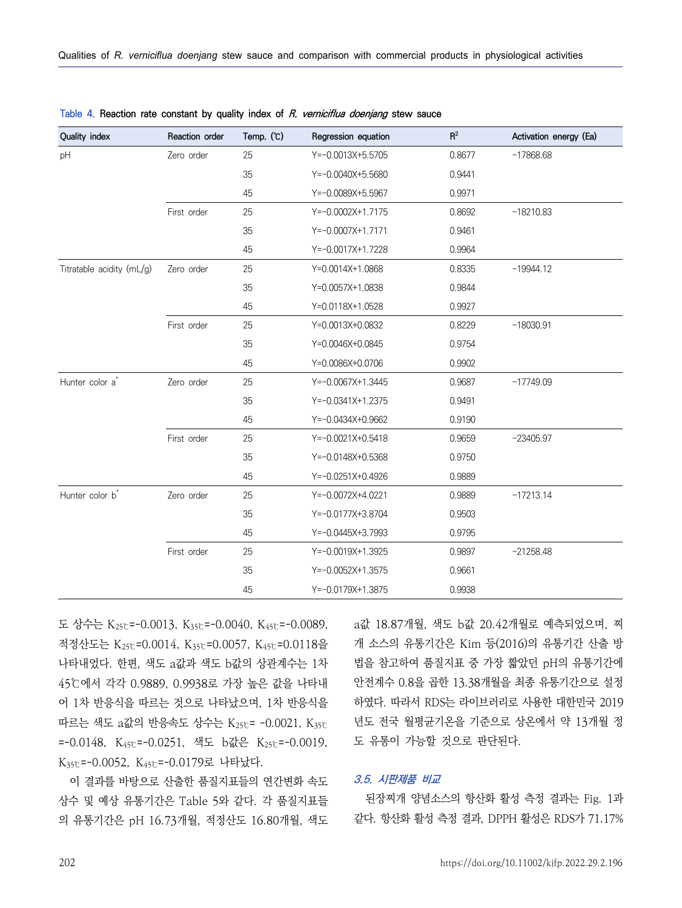Table 4. Reaction rate constant by quality index of *R. verniciflua doenjang* stew sauce

| Quality index | Reaction order | Temp. (℃) | Regression equation | $R^2$ | Activation energy (Ea) |
|---|---|---|---|---|---|
| pH | Zero order | 25 | Y=−0.0013X+5.5705 | 0.8677 | −17868.68 |
| | | 35 | Y=−0.0040X+5.5680 | 0.9441 | |
| | | 45 | Y=−0.0089X+5.5967 | 0.9971 | |
| | First order | 25 | Y=−0.0002X+1.7175 | 0.8692 | −18210.83 |
| | | 35 | Y=−0.0007X+1.7171 | 0.9461 | |
| | | 45 | Y=−0.0017X+1.7228 | 0.9964 | |
| Titratable acidity (mL/g) | Zero order | 25 | Y=0.0014X+1.0868 | 0.8335 | −19944.12 |
| | | 35 | Y=0.0057X+1.0838 | 0.9844 | |
| | | 45 | Y=0.0118X+1.0528 | 0.9927 | |
| | First order | 25 | Y=0.0013X+0.0832 | 0.8229 | −18030.91 |
| | | 35 | Y=0.0046X+0.0845 | 0.9754 | |
| | | 45 | Y=0.0086X+0.0706 | 0.9902 | |
| Hunter color $a^*$ | Zero order | 25 | Y=−0.0067X+1.3445 | 0.9687 | −17749.09 |
| | | 35 | Y=−0.0341X+1.2375 | 0.9491 | |
| | | 45 | Y=−0.0434X+0.9662 | 0.9190 | |
| | First order | 25 | Y=−0.0021X+0.5418 | 0.9659 | −23405.97 |
| | | 35 | Y=−0.0148X+0.5368 | 0.9750 | |
| | | 45 | Y=−0.0251X+0.4926 | 0.9889 | |
| Hunter color $b^*$ | Zero order | 25 | Y=−0.0072X+4.0221 | 0.9889 | −17213.14 |
| | | 35 | Y=−0.0177X+3.8704 | 0.9503 | |
| | | 45 | Y=−0.0445X+3.7993 | 0.9795 | |
| | First order | 25 | Y=−0.0019X+1.3925 | 0.9897 | −21258.48 |
| | | 35 | Y=−0.0052X+1.3575 | 0.9661 | |
| | | 45 | Y=−0.0179X+1.3875 | 0.9938 | |

도 상수는 $K_{25℃}$=-0.0013, $K_{35℃}$=-0.0040, $K_{45℃}$=-0.0089, 적정산도는 $K_{25℃}$=0.0014, $K_{35℃}$=0.0057, $K_{45℃}$=0.0118을 나타내었다. 한편, 색도 a값과 색도 b값의 상관계수는 1차 45℃에서 각각 0.9889, 0.9938로 가장 높은 값을 나타내어 1차 반응식을 따르는 것으로 나타났으며, 1차 반응식을 따르는 색도 a값의 반응속도 상수는 $K_{25℃}$= -0.0021, $K_{35℃}$=-0.0148, $K_{45℃}$=-0.0251, 색도 b값은 $K_{25℃}$=-0.0019, $K_{35℃}$=-0.0052, $K_{45℃}$=-0.0179로 나타났다.

이 결과를 바탕으로 산출한 품질지표들의 연간변화 속도 상수 및 예상 유통기간은 Table 5와 같다. 각 품질지표들의 유통기간은 pH 16.73개월, 적정산도 16.80개월, 색도 a값 18.87개월, 색도 b값 20.42개월로 예측되었으며, 찌개 소스의 유통기간은 Kim 등(2016)의 유통기간 산출 방법을 참고하여 품질지표 중 가장 짧았던 pH의 유통기간에 안전계수 0.8을 곱한 13.38개월을 최종 유통기간으로 설정하였다. 따라서 RDS는 라이브러리로 사용한 대한민국 2019년도 전국 월평균기온을 기준으로 상온에서 약 13개월 정도 유통이 가능할 것으로 판단된다.

### 3.5. 시판제품 비교

된장찌개 양념소스의 항산화 활성 측정 결과는 Fig. 1과 같다. 항산화 활성 측정 결과, DPPH 활성은 RDS가 71.17%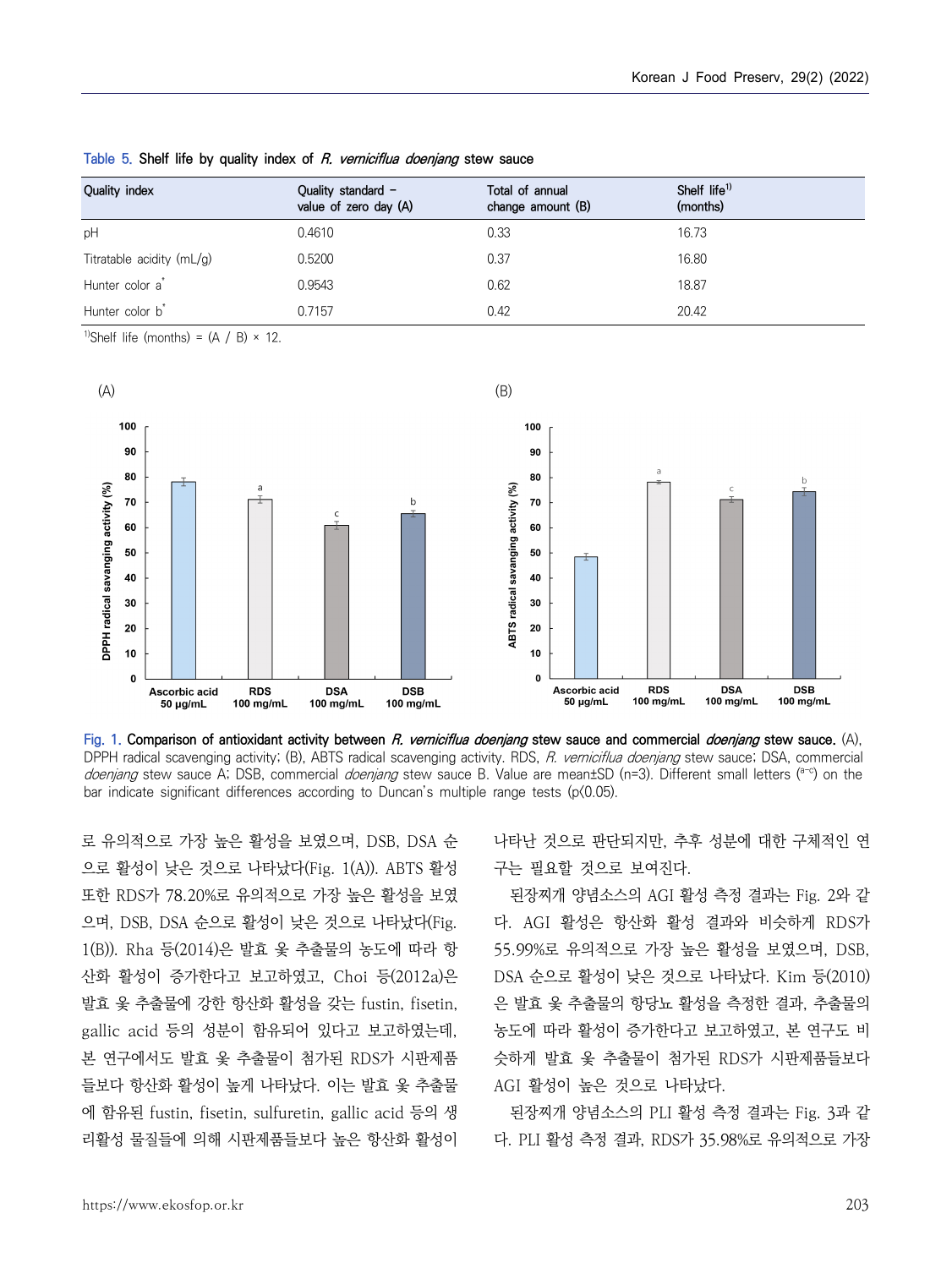Table 5. Shelf life by quality index of *R. verniciflua doenjang* stew sauce

| Quality index | Quality standard – value of zero day (A) | Total of annual change amount (B) | Shelf life[1) (months) |
|---|---|---|---|
| pH | 0.4610 | 0.33 | 16.73 |
| Titratable acidity (mL/g) | 0.5200 | 0.37 | 16.80 |
| Hunter color a* | 0.9543 | 0.62 | 18.87 |
| Hunter color b* | 0.7157 | 0.42 | 20.42 |

[1)]Shelf life (months) = (A / B) × 12.

Fig. 1. Comparison of antioxidant activity between *R. verniciflua doenjang* stew sauce and commercial *doenjang* stew sauce. (A), DPPH radical scavenging activity; (B), ABTS radical scavenging activity. RDS, *R. verniciflua doenjang* stew sauce; DSA, commercial *doenjang* stew sauce A; DSB, commercial *doenjang* stew sauce B. Value are mean±SD (n=3). Different small letters ([a-c]) on the bar indicate significant differences according to Duncan's multiple range tests ($p<0.05$).

로 유의적으로 가장 높은 활성을 보였으며, DSB, DSA 순으로 활성이 낮은 것으로 나타났다(Fig. 1(A)). ABTS 활성 또한 RDS가 78.20%로 유의적으로 가장 높은 활성을 보였으며, DSB, DSA 순으로 활성이 낮은 것으로 나타났다(Fig. 1(B)). Rha 등(2014)은 발효 옻 추출물의 농도에 따라 항산화 활성이 증가한다고 보고하였고, Choi 등(2012a)은 발효 옻 추출물에 강한 항산화 활성을 갖는 fustin, fisetin, gallic acid 등의 성분이 함유되어 있다고 보고하였는데, 본 연구에서도 발효 옻 추출물이 첨가된 RDS가 시판제품들보다 항산화 활성이 높게 나타났다. 이는 발효 옻 추출물에 함유된 fustin, fisetin, sulfuretin, gallic acid 등의 생리활성 물질들에 의해 시판제품들보다 높은 항산화 활성이 나타난 것으로 판단되지만, 추후 성분에 대한 구체적인 연구는 필요할 것으로 보여진다.

된장찌개 양념소스의 AGI 활성 측정 결과는 Fig. 2와 같다. AGI 활성은 항산화 활성 결과와 비슷하게 RDS가 55.99%로 유의적으로 가장 높은 활성을 보였으며, DSB, DSA 순으로 활성이 낮은 것으로 나타났다. Kim 등(2010)은 발효 옻 추출물의 항당뇨 활성을 측정한 결과, 추출물의 농도에 따라 활성이 증가한다고 보고하였고, 본 연구도 비슷하게 발효 옻 추출물이 첨가된 RDS가 시판제품들보다 AGI 활성이 높은 것으로 나타났다.

된장찌개 양념소스의 PLI 활성 측정 결과는 Fig. 3과 같다. PLI 활성 측정 결과, RDS가 35.98%로 유의적으로 가장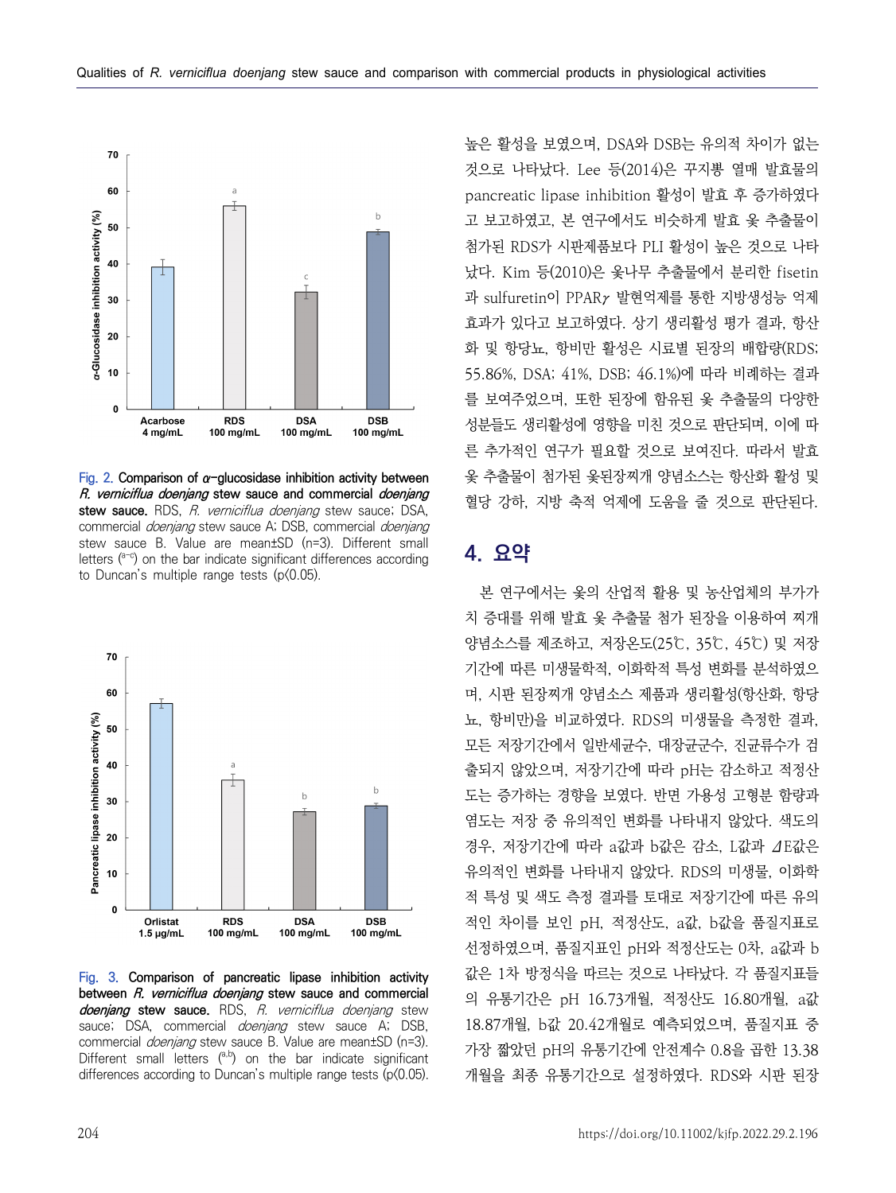Fig. 2. **Comparison of α-glucosidase inhibition activity between *R. verniciflua doenjang* stew sauce and commercial *doenjang* stew sauce.** RDS, *R. verniciflua doenjang* stew sauce; DSA, commercial *doenjang* stew sauce A; DSB, commercial *doenjang* stew sauce B. Value are mean±SD (n=3). Different small letters ([a-c]) on the bar indicate significant differences according to Duncan's multiple range tests ($p<0.05$).

Fig. 3. **Comparison of pancreatic lipase inhibition activity between *R. verniciflua doenjang* stew sauce and commercial *doenjang* stew sauce.** RDS, *R. verniciflua doenjang* stew sauce; DSA, commercial *doenjang* stew sauce A; DSB, commercial *doenjang* stew sauce B. Value are mean±SD (n=3). Different small letters ([a,b]) on the bar indicate significant differences according to Duncan's multiple range tests ($p<0.05$).

높은 활성을 보였으며, DSA와 DSB는 유의적 차이가 없는 것으로 나타났다. Lee 등(2014)은 꾸지뽕 열매 발효물의 pancreatic lipase inhibition 활성이 발효 후 증가하였다고 보고하였고, 본 연구에서도 비슷하게 발효 옻 추출물이 첨가된 RDS가 시판제품보다 PLI 활성이 높은 것으로 나타났다. Kim 등(2010)은 옻나무 추출물에서 분리한 fisetin과 sulfuretin이 PPARγ 발현억제를 통한 지방생성능 억제 효과가 있다고 보고하였다. 상기 생리활성 평가 결과, 항산화 및 항당뇨, 항비만 활성은 시료별 된장의 배합량(RDS; 55.86%, DSA; 41%, DSB; 46.1%)에 따라 비례하는 결과를 보여주었으며, 또한 된장에 함유된 옻 추출물의 다양한 성분들도 생리활성에 영향을 미친 것으로 판단되며, 이에 따른 추가적인 연구가 필요할 것으로 보여진다. 따라서 발효 옻 추출물이 첨가된 옻된장찌개 양념소스는 항산화 활성 및 혈당 강하, 지방 축적 억제에 도움을 줄 것으로 판단된다.

## 4. 요약

본 연구에서는 옻의 산업적 활용 및 농산업체의 부가가치 증대를 위해 발효 옻 추출물 첨가 된장을 이용하여 찌개 양념소스를 제조하고, 저장온도(25℃, 35℃, 45℃) 및 저장기간에 따른 미생물학적, 이화학적 특성 변화를 분석하였으며, 시판 된장찌개 양념소스 제품과 생리활성(항산화, 항당뇨, 항비만)을 비교하였다. RDS의 미생물을 측정한 결과, 모든 저장기간에서 일반세균수, 대장균군수, 진균류수가 검출되지 않았으며, 저장기간에 따라 pH는 감소하고 적정산도는 증가하는 경향을 보였다. 반면 가용성 고형분 함량과 염도는 저장 중 유의적인 변화를 나타내지 않았다. 색도의 경우, 저장기간에 따라 a값과 b값은 감소, L값과 ⊿E값은 유의적인 변화를 나타내지 않았다. RDS의 미생물, 이화학적 특성 및 색도 측정 결과를 토대로 저장기간에 따른 유의적인 차이를 보인 pH, 적정산도, a값, b값을 품질지표로 선정하였으며, 품질지표인 pH와 적정산도는 0차, a값과 b값은 1차 방정식을 따르는 것으로 나타났다. 각 품질지표들의 유통기간은 pH 16.73개월, 적정산도 16.80개월, a값 18.87개월, b값 20.42개월로 예측되었으며, 품질지표 중 가장 짧았던 pH의 유통기간에 안전계수 0.8을 곱한 13.38개월을 최종 유통기간으로 설정하였다. RDS와 시판 된장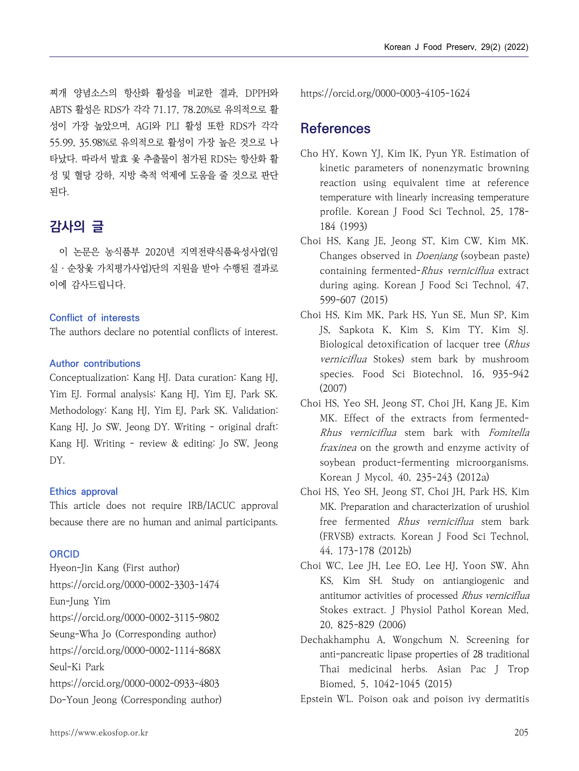찌개 양념소스의 항산화 활성을 비교한 결과, DPPH와 ABTS 활성은 RDS가 각각 71.17, 78.20%로 유의적으로 활성이 가장 높았으며, AGI와 PLI 활성 또한 RDS가 각각 55.99, 35.98%로 유의적으로 활성이 가장 높은 것으로 나타났다. 따라서 발효 옻 추출물이 첨가된 RDS는 항산화 활성 및 혈당 강하, 지방 축적 억제에 도움을 줄 것으로 판단된다.

## 감사의 글

이 논문은 농식품부 2020년 지역전략식품육성사업(임실 · 순창옻 가치평가사업)단의 지원을 받아 수행된 결과로 이에 감사드립니다.

### Conflict of interests

The authors declare no potential conflicts of interest.

### Author contributions

Conceptualization: Kang HJ. Data curation: Kang HJ, Yim EJ. Formal analysis: Kang HJ, Yim EJ, Park SK. Methodology: Kang HJ, Yim EJ, Park SK. Validation: Kang HJ, Jo SW, Jeong DY. Writing - original draft: Kang HJ. Writing - review & editing: Jo SW, Jeong DY.

### Ethics approval

This article does not require IRB/IACUC approval because there are no human and animal participants.

### ORCID

Hyeon-Jin Kang (First author)
https://orcid.org/0000-0002-3303-1474
Eun-Jung Yim
https://orcid.org/0000-0002-3115-9802
Seung-Wha Jo (Corresponding author)
https://orcid.org/0000-0002-1114-868X
Seul-Ki Park
https://orcid.org/0000-0002-0933-4803
Do-Youn Jeong (Corresponding author)
https://orcid.org/0000-0003-4105-1624

## References

Cho HY, Kown YJ, Kim IK, Pyun YR. Estimation of kinetic parameters of nonenzymatic browning reaction using equivalent time at reference temperature with linearly increasing temperature profile. Korean J Food Sci Technol, 25, 178-184 (1993)

Choi HS, Kang JE, Jeong ST, Kim CW, Kim MK. Changes observed in *Doenjang* (soybean paste) containing fermented-*Rhus verniciflua* extract during aging. Korean J Food Sci Technol, 47, 599-607 (2015)

Choi HS, Kim MK, Park HS, Yun SE, Mun SP, Kim JS, Sapkota K, Kim S, Kim TY, Kim SJ. Biological detoxification of lacquer tree (*Rhus verniciflua* Stokes) stem bark by mushroom species. Food Sci Biotechnol, 16, 935-942 (2007)

Choi HS, Yeo SH, Jeong ST, Choi JH, Kang JE, Kim MK. Effect of the extracts from fermented-*Rhus verniciflua* stem bark with *Fomitella fraxinea* on the growth and enzyme activity of soybean product-fermenting microorganisms. Korean J Mycol, 40, 235-243 (2012a)

Choi HS, Yeo SH, Jeong ST, Choi JH, Park HS, Kim MK. Preparation and characterization of urushiol free fermented *Rhus verniciflua* stem bark (FRVSB) extracts. Korean J Food Sci Technol, 44, 173-178 (2012b)

Choi WC, Lee JH, Lee EO, Lee HJ, Yoon SW, Ahn KS, Kim SH. Study on antiangiogenic and antitumor activities of processed *Rhus verniciflua* Stokes extract. J Physiol Pathol Korean Med, 20, 825-829 (2006)

Dechakhamphu A, Wongchum N. Screening for anti-pancreatic lipase properties of 28 traditional Thai medicinal herbs. Asian Pac J Trop Biomed, 5, 1042-1045 (2015)

Epstein WL. Poison oak and poison ivy dermatitis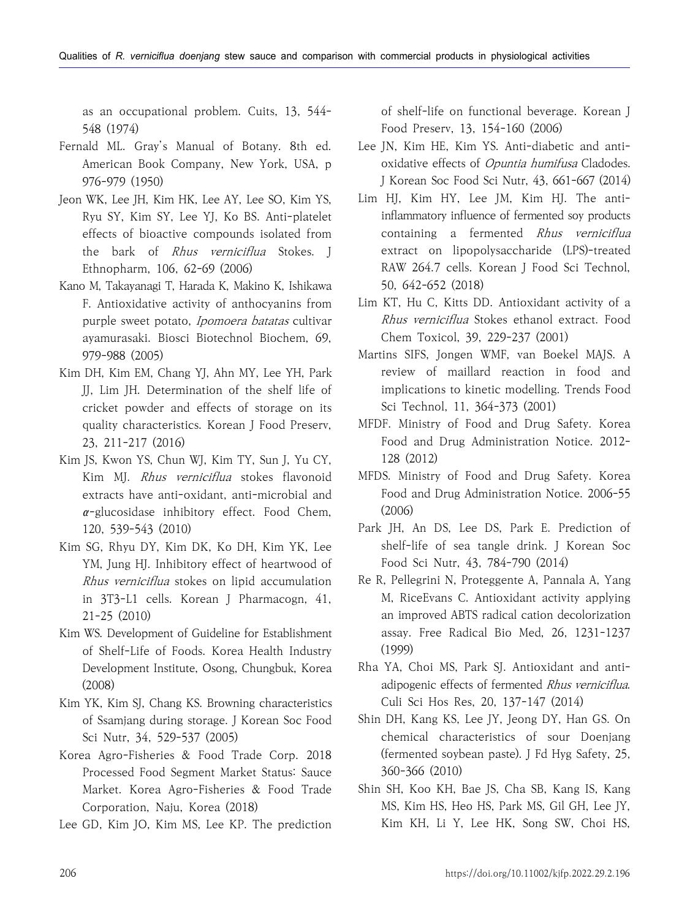as an occupational problem. Cuits, 13, 544-548 (1974)

Fernald ML. Gray's Manual of Botany. 8th ed. American Book Company, New York, USA, p 976-979 (1950)

Jeon WK, Lee JH, Kim HK, Lee AY, Lee SO, Kim YS, Ryu SY, Kim SY, Lee YJ, Ko BS. Anti-platelet effects of bioactive compounds isolated from the bark of *Rhus verniciflua* Stokes. J Ethnopharm, 106, 62-69 (2006)

Kano M, Takayanagi T, Harada K, Makino K, Ishikawa F. Antioxidative activity of anthocyanins from purple sweet potato, *Ipomoera batatas* cultivar ayamurasaki. Biosci Biotechnol Biochem, 69, 979-988 (2005)

Kim DH, Kim EM, Chang YJ, Ahn MY, Lee YH, Park JJ, Lim JH. Determination of the shelf life of cricket powder and effects of storage on its quality characteristics. Korean J Food Preserv, 23, 211-217 (2016)

Kim JS, Kwon YS, Chun WJ, Kim TY, Sun J, Yu CY, Kim MJ. *Rhus verniciflua* stokes flavonoid extracts have anti-oxidant, anti-microbial and $\alpha$-glucosidase inhibitory effect. Food Chem, 120, 539-543 (2010)

Kim SG, Rhyu DY, Kim DK, Ko DH, Kim YK, Lee YM, Jung HJ. Inhibitory effect of heartwood of *Rhus verniciflua* stokes on lipid accumulation in 3T3-L1 cells. Korean J Pharmacogn, 41, 21-25 (2010)

Kim WS. Development of Guideline for Establishment of Shelf-Life of Foods. Korea Health Industry Development Institute, Osong, Chungbuk, Korea (2008)

Kim YK, Kim SJ, Chang KS. Browning characteristics of Ssamjang during storage. J Korean Soc Food Sci Nutr, 34, 529-537 (2005)

Korea Agro-Fisheries & Food Trade Corp. 2018 Processed Food Segment Market Status: Sauce Market. Korea Agro-Fisheries & Food Trade Corporation, Naju, Korea (2018)

Lee GD, Kim JO, Kim MS, Lee KP. The prediction of shelf-life on functional beverage. Korean J Food Preserv, 13, 154-160 (2006)

Lee JN, Kim HE, Kim YS. Anti-diabetic and anti-oxidative effects of *Opuntia humifusa* Cladodes. J Korean Soc Food Sci Nutr, 43, 661-667 (2014)

Lim HJ, Kim HY, Lee JM, Kim HJ. The anti-inflammatory influence of fermented soy products containing a fermented *Rhus verniciflua* extract on lipopolysaccharide (LPS)-treated RAW 264.7 cells. Korean J Food Sci Technol, 50, 642-652 (2018)

Lim KT, Hu C, Kitts DD. Antioxidant activity of a *Rhus verniciflua* Stokes ethanol extract. Food Chem Toxicol, 39, 229-237 (2001)

Martins SIFS, Jongen WMF, van Boekel MAJS. A review of maillard reaction in food and implications to kinetic modelling. Trends Food Sci Technol, 11, 364-373 (2001)

MFDF. Ministry of Food and Drug Safety. Korea Food and Drug Administration Notice. 2012-128 (2012)

MFDS. Ministry of Food and Drug Safety. Korea Food and Drug Administration Notice. 2006-55 (2006)

Park JH, An DS, Lee DS, Park E. Prediction of shelf-life of sea tangle drink. J Korean Soc Food Sci Nutr, 43, 784-790 (2014)

Re R, Pellegrini N, Proteggente A, Pannala A, Yang M, RiceEvans C. Antioxidant activity applying an improved ABTS radical cation decolorization assay. Free Radical Bio Med, 26, 1231-1237 (1999)

Rha YA, Choi MS, Park SJ. Antioxidant and anti-adipogenic effects of fermented *Rhus verniciflua*. Culi Sci Hos Res, 20, 137-147 (2014)

Shin DH, Kang KS, Lee JY, Jeong DY, Han GS. On chemical characteristics of sour Doenjang (fermented soybean paste). J Fd Hyg Safety, 25, 360-366 (2010)

Shin SH, Koo KH, Bae JS, Cha SB, Kang IS, Kang MS, Kim HS, Heo HS, Park MS, Gil GH, Lee JY, Kim KH, Li Y, Lee HK, Song SW, Choi HS,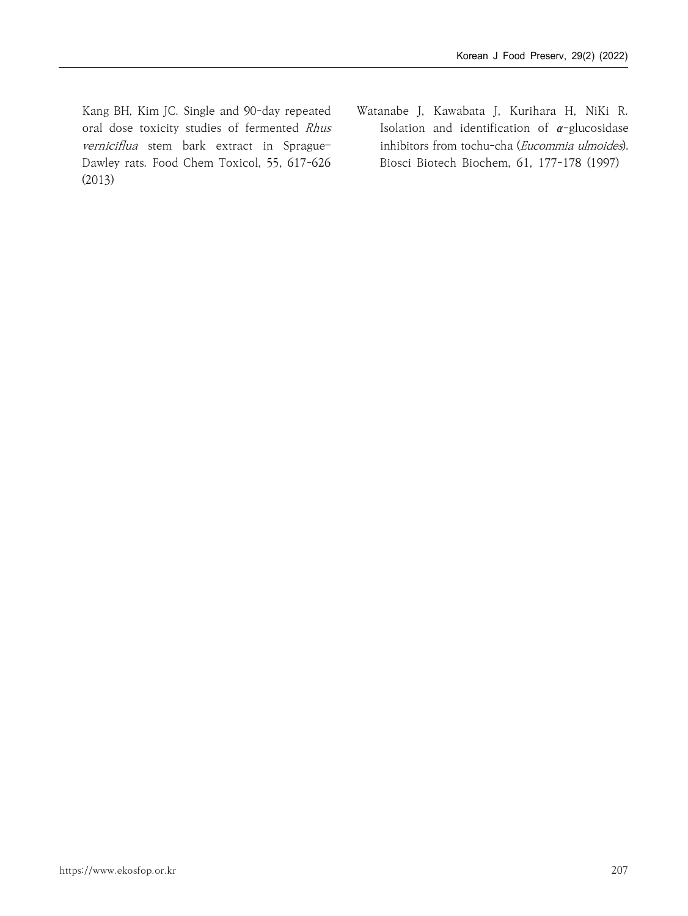Kang BH, Kim JC. Single and 90-day repeated oral dose toxicity studies of fermented *Rhus verniciflua* stem bark extract in Sprague-Dawley rats. Food Chem Toxicol, 55, 617-626 (2013)

Watanabe J, Kawabata J, Kurihara H, NiKi R. Isolation and identification of α-glucosidase inhibitors from tochu-cha (*Eucommia ulmoides*). Biosci Biotech Biochem, 61, 177-178 (1997)